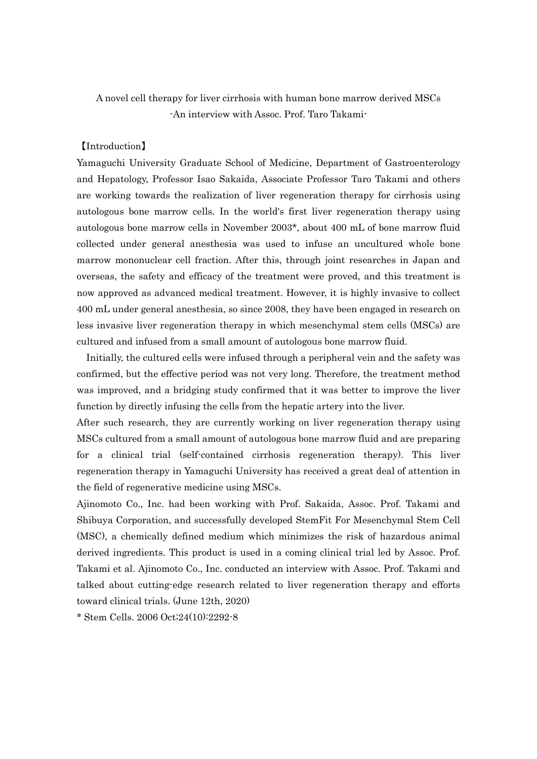# A novel cell therapy for liver cirrhosis with human bone marrow derived MSCs
## -An interview with Assoc. Prof. Taro Takami-

【Introduction】

Yamaguchi University Graduate School of Medicine, Department of Gastroenterology and Hepatology, Professor Isao Sakaida, Associate Professor Taro Takami and others are working towards the realization of liver regeneration therapy for cirrhosis using autologous bone marrow cells. In the world's first liver regeneration therapy using autologous bone marrow cells in November 2003*, about 400 mL of bone marrow fluid collected under general anesthesia was used to infuse an uncultured whole bone marrow mononuclear cell fraction. After this, through joint researches in Japan and overseas, the safety and efficacy of the treatment were proved, and this treatment is now approved as advanced medical treatment. However, it is highly invasive to collect 400 mL under general anesthesia, so since 2008, they have been engaged in research on less invasive liver regeneration therapy in which mesenchymal stem cells (MSCs) are cultured and infused from a small amount of autologous bone marrow fluid.

Initially, the cultured cells were infused through a peripheral vein and the safety was confirmed, but the effective period was not very long. Therefore, the treatment method was improved, and a bridging study confirmed that it was better to improve the liver function by directly infusing the cells from the hepatic artery into the liver.

After such research, they are currently working on liver regeneration therapy using MSCs cultured from a small amount of autologous bone marrow fluid and are preparing for a clinical trial (self-contained cirrhosis regeneration therapy). This liver regeneration therapy in Yamaguchi University has received a great deal of attention in the field of regenerative medicine using MSCs.

Ajinomoto Co., Inc. had been working with Prof. Sakaida, Assoc. Prof. Takami and Shibuya Corporation, and successfully developed StemFit For Mesenchymal Stem Cell (MSC), a chemically defined medium which minimizes the risk of hazardous animal derived ingredients. This product is used in a coming clinical trial led by Assoc. Prof. Takami et al. Ajinomoto Co., Inc. conducted an interview with Assoc. Prof. Takami and talked about cutting-edge research related to liver regeneration therapy and efforts toward clinical trials. (June 12th, 2020)

* Stem Cells. 2006 Oct;24(10):2292-8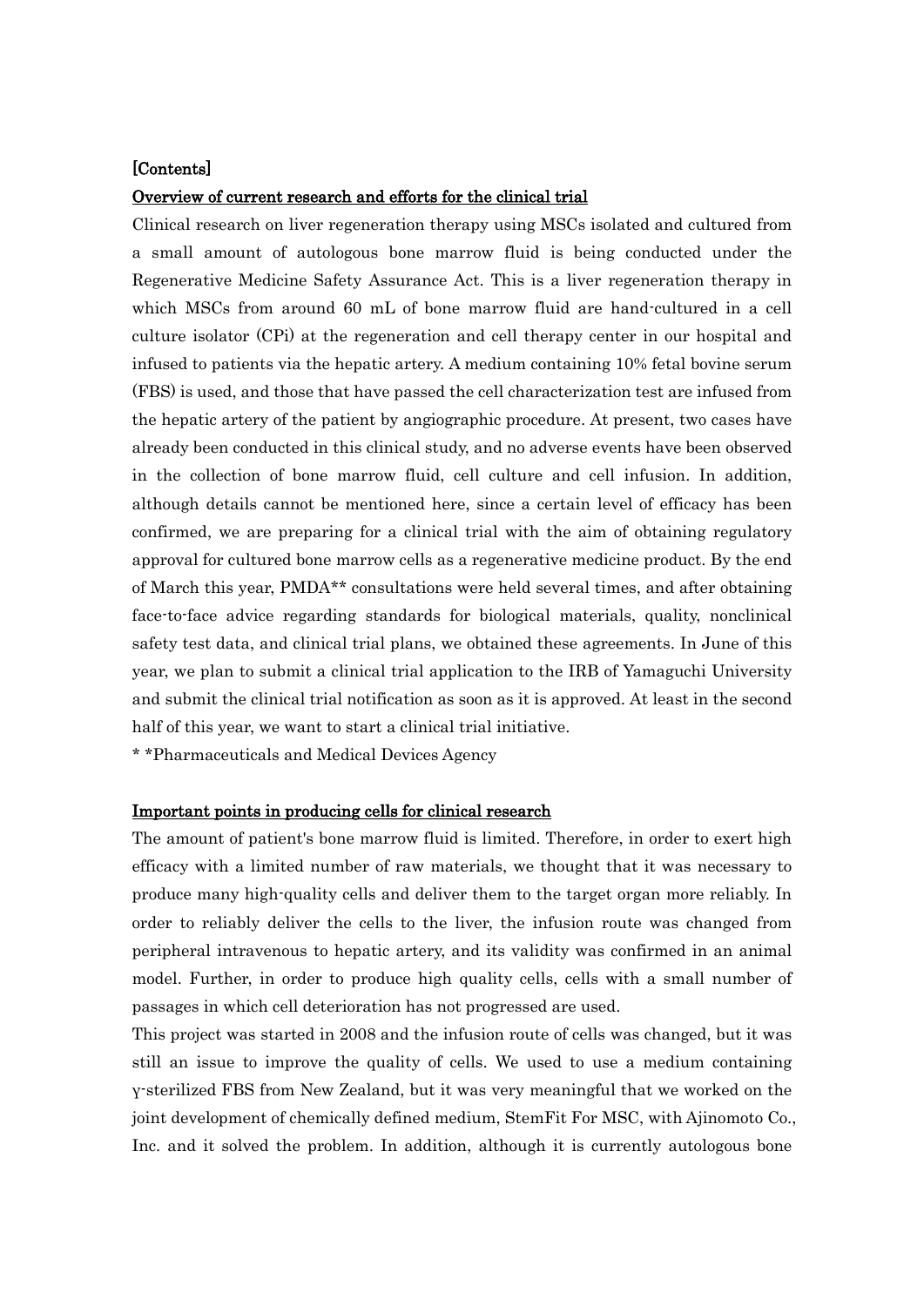[Contents]

## Overview of current research and efforts for the clinical trial

Clinical research on liver regeneration therapy using MSCs isolated and cultured from a small amount of autologous bone marrow fluid is being conducted under the Regenerative Medicine Safety Assurance Act. This is a liver regeneration therapy in which MSCs from around 60 mL of bone marrow fluid are hand-cultured in a cell culture isolator (CPi) at the regeneration and cell therapy center in our hospital and infused to patients via the hepatic artery. A medium containing 10% fetal bovine serum (FBS) is used, and those that have passed the cell characterization test are infused from the hepatic artery of the patient by angiographic procedure. At present, two cases have already been conducted in this clinical study, and no adverse events have been observed in the collection of bone marrow fluid, cell culture and cell infusion. In addition, although details cannot be mentioned here, since a certain level of efficacy has been confirmed, we are preparing for a clinical trial with the aim of obtaining regulatory approval for cultured bone marrow cells as a regenerative medicine product. By the end of March this year, PMDA** consultations were held several times, and after obtaining face-to-face advice regarding standards for biological materials, quality, nonclinical safety test data, and clinical trial plans, we obtained these agreements. In June of this year, we plan to submit a clinical trial application to the IRB of Yamaguchi University and submit the clinical trial notification as soon as it is approved. At least in the second half of this year, we want to start a clinical trial initiative.

* *Pharmaceuticals and Medical Devices Agency

## Important points in producing cells for clinical research

The amount of patient's bone marrow fluid is limited. Therefore, in order to exert high efficacy with a limited number of raw materials, we thought that it was necessary to produce many high-quality cells and deliver them to the target organ more reliably. In order to reliably deliver the cells to the liver, the infusion route was changed from peripheral intravenous to hepatic artery, and its validity was confirmed in an animal model. Further, in order to produce high quality cells, cells with a small number of passages in which cell deterioration has not progressed are used.

This project was started in 2008 and the infusion route of cells was changed, but it was still an issue to improve the quality of cells. We used to use a medium containing γ-sterilized FBS from New Zealand, but it was very meaningful that we worked on the joint development of chemically defined medium, StemFit For MSC, with Ajinomoto Co., Inc. and it solved the problem. In addition, although it is currently autologous bone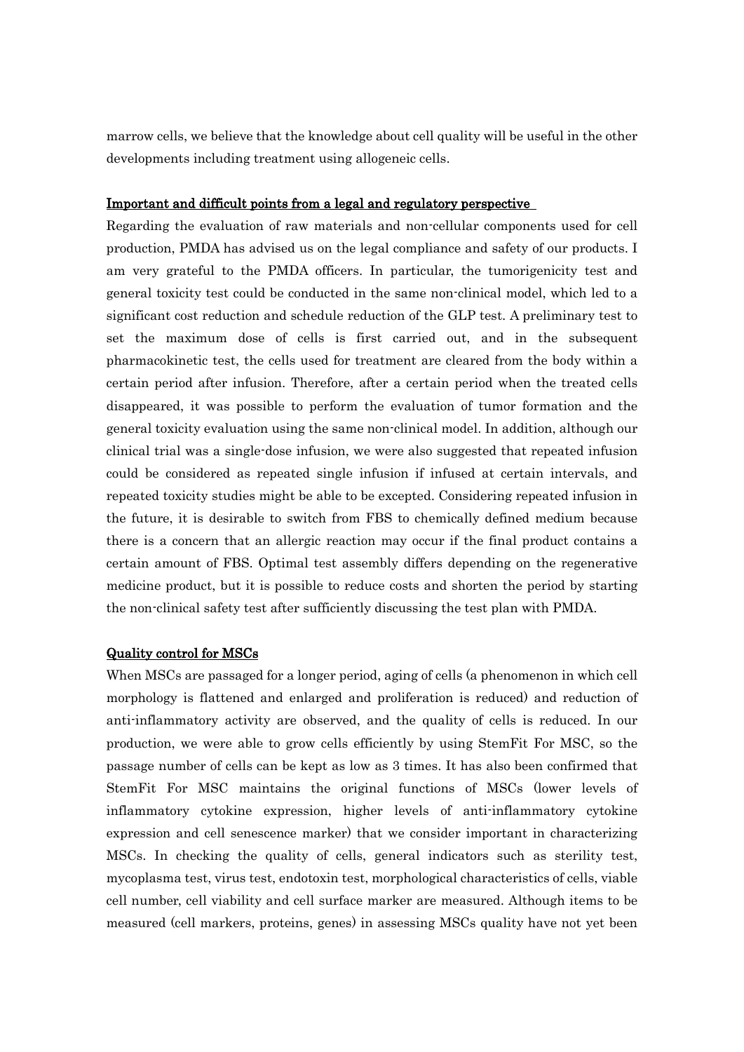marrow cells, we believe that the knowledge about cell quality will be useful in the other developments including treatment using allogeneic cells.

## Important and difficult points from a legal and regulatory perspective

Regarding the evaluation of raw materials and non-cellular components used for cell production, PMDA has advised us on the legal compliance and safety of our products. I am very grateful to the PMDA officers. In particular, the tumorigenicity test and general toxicity test could be conducted in the same non-clinical model, which led to a significant cost reduction and schedule reduction of the GLP test. A preliminary test to set the maximum dose of cells is first carried out, and in the subsequent pharmacokinetic test, the cells used for treatment are cleared from the body within a certain period after infusion. Therefore, after a certain period when the treated cells disappeared, it was possible to perform the evaluation of tumor formation and the general toxicity evaluation using the same non-clinical model. In addition, although our clinical trial was a single-dose infusion, we were also suggested that repeated infusion could be considered as repeated single infusion if infused at certain intervals, and repeated toxicity studies might be able to be excepted. Considering repeated infusion in the future, it is desirable to switch from FBS to chemically defined medium because there is a concern that an allergic reaction may occur if the final product contains a certain amount of FBS. Optimal test assembly differs depending on the regenerative medicine product, but it is possible to reduce costs and shorten the period by starting the non-clinical safety test after sufficiently discussing the test plan with PMDA.

## Quality control for MSCs

When MSCs are passaged for a longer period, aging of cells (a phenomenon in which cell morphology is flattened and enlarged and proliferation is reduced) and reduction of anti-inflammatory activity are observed, and the quality of cells is reduced. In our production, we were able to grow cells efficiently by using StemFit For MSC, so the passage number of cells can be kept as low as 3 times. It has also been confirmed that StemFit For MSC maintains the original functions of MSCs (lower levels of inflammatory cytokine expression, higher levels of anti-inflammatory cytokine expression and cell senescence marker) that we consider important in characterizing MSCs. In checking the quality of cells, general indicators such as sterility test, mycoplasma test, virus test, endotoxin test, morphological characteristics of cells, viable cell number, cell viability and cell surface marker are measured. Although items to be measured (cell markers, proteins, genes) in assessing MSCs quality have not yet been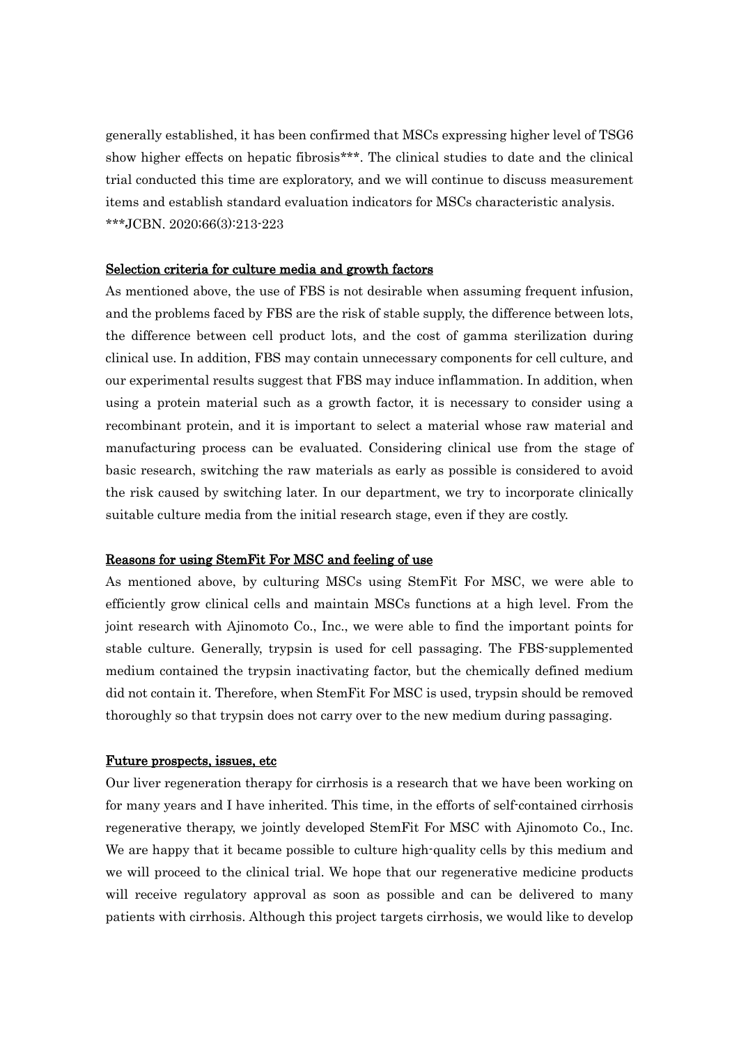generally established, it has been confirmed that MSCs expressing higher level of TSG6 show higher effects on hepatic fibrosis***. The clinical studies to date and the clinical trial conducted this time are exploratory, and we will continue to discuss measurement items and establish standard evaluation indicators for MSCs characteristic analysis.
***JCBN. 2020;66(3):213-223

## Selection criteria for culture media and growth factors

As mentioned above, the use of FBS is not desirable when assuming frequent infusion, and the problems faced by FBS are the risk of stable supply, the difference between lots, the difference between cell product lots, and the cost of gamma sterilization during clinical use. In addition, FBS may contain unnecessary components for cell culture, and our experimental results suggest that FBS may induce inflammation. In addition, when using a protein material such as a growth factor, it is necessary to consider using a recombinant protein, and it is important to select a material whose raw material and manufacturing process can be evaluated. Considering clinical use from the stage of basic research, switching the raw materials as early as possible is considered to avoid the risk caused by switching later. In our department, we try to incorporate clinically suitable culture media from the initial research stage, even if they are costly.

## Reasons for using StemFit For MSC and feeling of use

As mentioned above, by culturing MSCs using StemFit For MSC, we were able to efficiently grow clinical cells and maintain MSCs functions at a high level. From the joint research with Ajinomoto Co., Inc., we were able to find the important points for stable culture. Generally, trypsin is used for cell passaging. The FBS-supplemented medium contained the trypsin inactivating factor, but the chemically defined medium did not contain it. Therefore, when StemFit For MSC is used, trypsin should be removed thoroughly so that trypsin does not carry over to the new medium during passaging.

## Future prospects, issues, etc

Our liver regeneration therapy for cirrhosis is a research that we have been working on for many years and I have inherited. This time, in the efforts of self-contained cirrhosis regenerative therapy, we jointly developed StemFit For MSC with Ajinomoto Co., Inc. We are happy that it became possible to culture high-quality cells by this medium and we will proceed to the clinical trial. We hope that our regenerative medicine products will receive regulatory approval as soon as possible and can be delivered to many patients with cirrhosis. Although this project targets cirrhosis, we would like to develop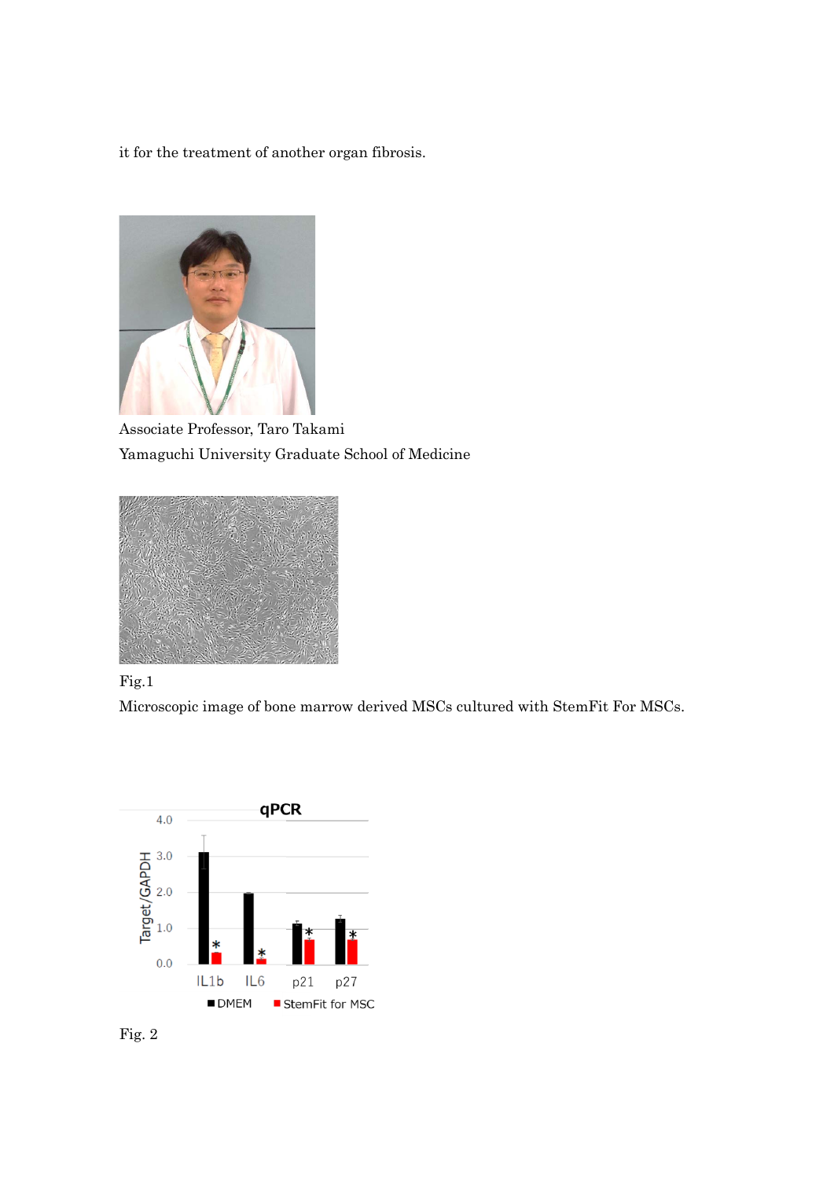it for the treatment of another organ fibrosis.

Associate Professor, Taro Takami

Yamaguchi University Graduate School of Medicine

Fig.1

Microscopic image of bone marrow derived MSCs cultured with StemFit For MSCs.

Fig. 2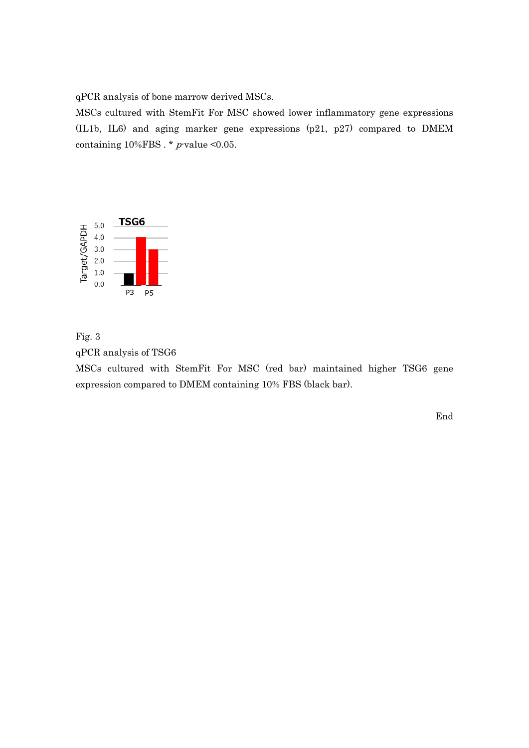qPCR analysis of bone marrow derived MSCs.

MSCs cultured with StemFit For MSC showed lower inflammatory gene expressions (IL1b, IL6) and aging marker gene expressions (p21, p27) compared to DMEM containing 10%FBS . * *p* value <0.05.

TSG6

Target/GAPDH

5.0
4.0
3.0
2.0
1.0
0.0

P3 P5

Fig. 3

qPCR analysis of TSG6

MSCs cultured with StemFit For MSC (red bar) maintained higher TSG6 gene expression compared to DMEM containing 10% FBS (black bar).

End